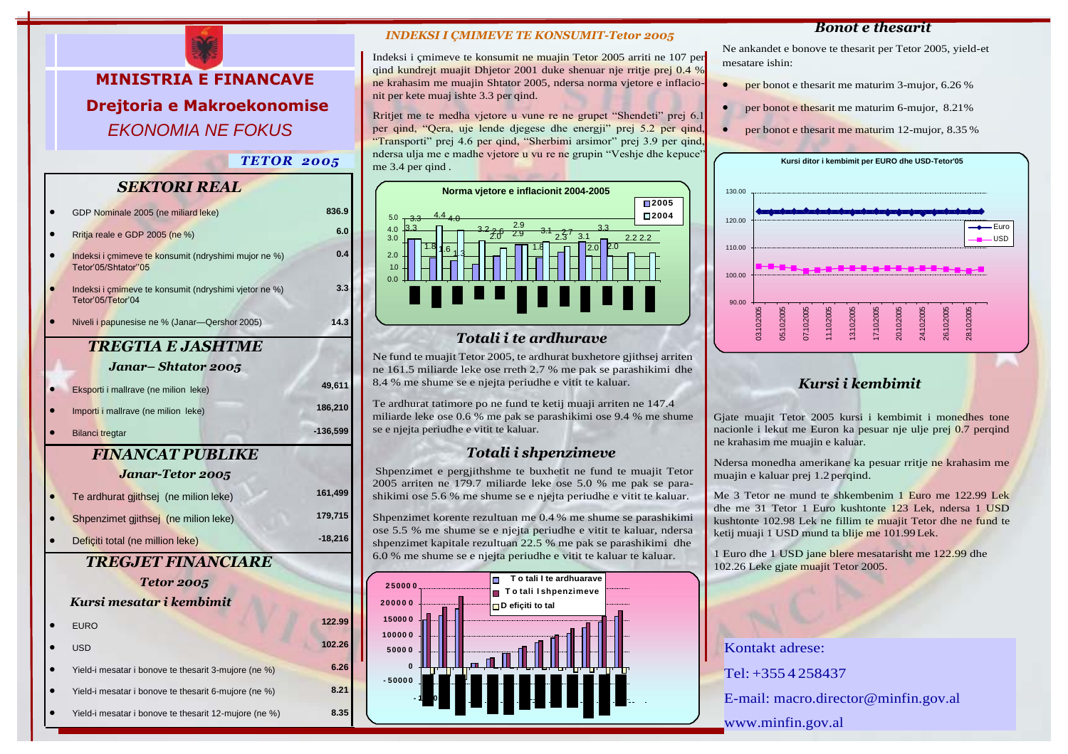# MINISTRIA E FINANCAVE

## Drejtoria e Makroekonomise

*EKONOMIA NE FOKUS*

***TETOR 2005***

## *SEKTORI REAL*

| | |
|---|---|
| GDP Nominale 2005 (ne miliard leke) | 836.9 |
| Rritja reale e GDP 2005 (ne %) | 6.0 |
| Indeksi i çmimeve te konsumit (ndryshimi mujor ne %) Tetor'05/Shtator''05 | 0.4 |
| Indeksi i çmimeve te konsumit (ndryshimi vjetor ne %) Tetor'05/Tetor'04 | 3.3 |
| Niveli i papunesise ne % (Janar—Qershor 2005) | 14.3 |

## *TREGTIA E JASHTME*

***Janar– Shtator 2005***

| | |
|---|---|
| Eksporti i mallrave (ne milion leke) | 49,611 |
| Importi i mallrave (ne milion leke) | 186,210 |
| Bilanci tregtar | -136,599 |

## *FINANCAT PUBLIKE*

***Janar-Tetor 2005***

| | |
|---|---|
| Te ardhurat gjithsej (ne milion leke) | 161,499 |
| Shpenzimet gjithsej (ne milion leke) | 179,715 |
| Defiçiti total (ne million leke) | -18,216 |

## *TREGJET FINANCIARE*

***Tetor 2005***

***Kursi mesatar i kembimit***

| | |
|---|---|
| EURO | 122.99 |
| USD | 102.26 |
| Yield-i mesatar i bonove te thesarit 3-mujore (ne %) | 6.26 |
| Yield-i mesatar i bonove te thesarit 6-mujore (ne %) | 8.21 |
| Yield-i mesatar i bonove te thesarit 12-mujore (ne %) | 8.35 |

## *INDEKSI I ÇMIMEVE TE KONSUMIT-Tetor 2005*

Indeksi i çmimeve te konsumit ne muajin Tetor 2005 arriti ne 107 per qind kundrejt muajit Dhjetor 2001 duke shenuar nje rritje prej 0.4 % ne krahasim me muajin Shtator 2005, ndersa norma vjetore e inflacionit per kete muaj ishte 3.3 per qind.

Rritjet me te medha vjetore u vune re ne grupet "Shendeti" prej 6.1 per qind, "Qera, uje lende djegese dhe energji" prej 5.2 per qind, "Transporti" prej 4.6 per qind, "Sherbimi arsimor" prej 3.9 per qind, ndersa ulja me e madhe vjetore u vu re ne grupin "Veshje dhe kepuce" me 3.4 per qind .

**Norma vjetore e inflacionit 2004-2005**

## *Totali i te ardhurave*

Ne fund te muajit Tetor 2005, te ardhurat buxhetore gjithsej arriten ne 161.5 miliarde leke ose rreth 2.7 % me pak se parashikimi dhe 8.4 % me shume se e njejta periudhe e vitit te kaluar.

Te ardhurat tatimore po ne fund te ketij muaji arriten ne 147.4 miliarde leke ose 0.6 % me pak se parashikimi ose 9.4 % me shume se e njejta periudhe e vitit te kaluar.

## *Totali i shpenzimeve*

Shpenzimet e pergjithshme te buxhetit ne fund te muajit Tetor 2005 arriten ne 179.7 miliarde leke ose 5.0 % me pak se parashikimi ose 5.6 % me shume se e njejta periudhe e vitit te kaluar.

Shpenzimet korente rezultuan me 0.4 % me shume se parashikimi ose 5.5 % me shume se e njejta periudhe e vitit te kaluar, ndersa shpenzimet kapitale rezultuan 22.5 % me pak se parashikimi dhe 6.0 % me shume se e njejta periudhe e vitit te kaluar te kaluar.

## *Bonot e thesarit*

Ne ankandet e bonove te thesarit per Tetor 2005, yield-et mesatare ishin:

- per bonot e thesarit me maturim 3-mujor, 6.26 %
- per bonot e thesarit me maturim 6-mujor, 8.21%
- per bonot e thesarit me maturim 12-mujor, 8.35 %

**Kursi ditor i kembimit per EURO dhe USD-Tetor'05**

## *Kursi i kembimit*

Gjate muajit Tetor 2005 kursi i kembimit i monedhes tone nacionle i lekut me Euron ka pesuar nje ulje prej 0.7 perqind ne krahasim me muajin e kaluar.

Ndersa monedha amerikane ka pesuar rritje ne krahasim me muajin e kaluar prej 1.2 perqind.

Me 3 Tetor ne mund te shkembenim 1 Euro me 122.99 Lek dhe me 31 Tetor 1 Euro kushtonte 123 Lek, ndersa 1 USD kushtonte 102.98 Lek ne fillim te muajit Tetor dhe ne fund te ketij muaji 1 USD mund ta blije me 101.99 Lek.

1 Euro dhe 1 USD jane blere mesatarisht me 122.99 dhe 102.26 Leke gjate muajit Tetor 2005.

Kontakt adrese:

Tel: +355 4 258437

E-mail: macro.director@minfin.gov.al

www.minfin.gov.al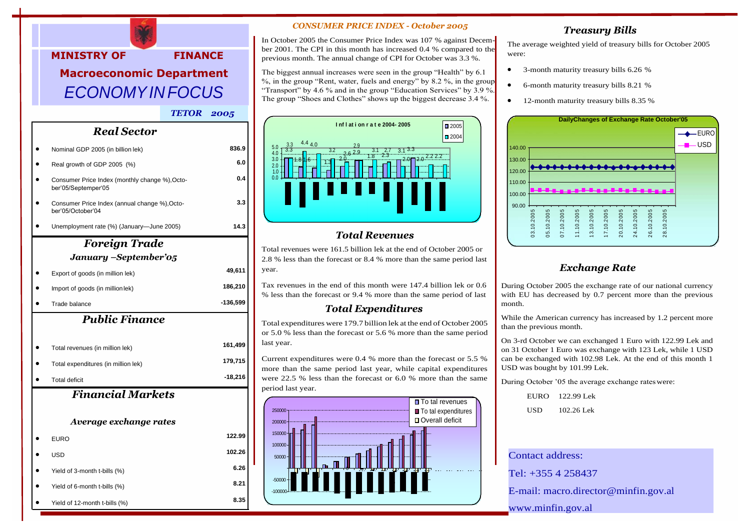# MINISTRY OF FINANCE

## Macroeconomic Department

## ECONOMY IN FOCUS

*TETOR 2005*

## Real Sector

| | |
|---|---|
| Nominal GDP 2005 (in billion lek) | 836.9 |
| Real growth of GDP 2005 (%) | 6.0 |
| Consumer Price Index (monthly change %),October'05/Septemper'05 | 0.4 |
| Consumer Price Index (annual change %),October'05/October'04 | 3.3 |
| Unemployment rate (%) (January—June 2005) | 14.3 |

## Foreign Trade

### January –September'05

| | |
|---|---|
| Export of goods (in million lek) | 49,611 |
| Import of goods (in million lek) | 186,210 |
| Trade balance | -136,599 |

## Public Finance

| | |
|---|---|
| Total revenues (in million lek) | 161,499 |
| Total expenditures (in million lek) | 179,715 |
| Total deficit | -18,216 |

## Financial Markets

### Average exchange rates

| | |
|---|---|
| EURO | 122.99 |
| USD | 102.26 |
| Yield of 3-month t-bills (%) | 6.26 |
| Yield of 6-month t-bills (%) | 8.21 |
| Yield of 12-month t-bills (%) | 8.35 |

## CONSUMER PRICE INDEX - October 2005

In October 2005 the Consumer Price Index was 107 % against December 2001. The CPI in this month has increased 0.4 % compared to the previous month. The annual change of CPI for October was 3.3 %.

The biggest annual increases were seen in the group "Health" by 6.1 %, in the group "Rent, water, fuels and energy" by 8.2 %, in the group "Transport" by 4.6 % and in the group "Education Services" by 3.9 %. The group "Shoes and Clothes" shows up the biggest decrease 3.4 %.

Inflation rate 2004- 2005

2005
2004

5.0
4.0
3.0
2.0
1.0
0.0

3.3 3.3 4.4 4.0 1.8 1.6 1.3 3.2 2.0 2.6 2.9 2.9 1.8 3.1 2.7 2.3 3.1 3.3 2.0 2.0 2.2 2.2

## Total Revenues

Total revenues were 161.5 billion lek at the end of October 2005 or 2.8 % less than the forecast or 8.4 % more than the same period last year.

Tax revenues in the end of this month were 147.4 billion lek or 0.6 % less than the forecast or 9.4 % more than the same period of last year.

## Total Expenditures

Total expenditures were 179.7 billion lek at the end of October 2005 or 5.0 % less than the forecast or 5.6 % more than the same period last year.

Current expenditures were 0.4 % more than the forecast or 5.5 % more than the same period last year, while capital expenditures were 22.5 % less than the forecast or 6.0 % more than the same period last year.

Total revenues
Total expenditures
Overall deficit

250000
200000
150000
100000
50000
-50000
-100000

## Treasury Bills

The average weighted yield of treasury bills for October 2005 were:

- 3-month maturity treasury bills 6.26 %
- 6-month maturity treasury bills 8.21 %
- 12-month maturity treasury bills 8.35 %

DailyChanges of Exchange Rate October'05

EURO
USD

140.00
130.00
120.00
110.00
100.00
90.00

03.10.2005 05.10.2005 07.10.2005 11.10.2005 13.10.2005 17.10.2005 20.10.2005 24.10.2005 26.10.2005 28.10.2005

## Exchange Rate

During October 2005 the exchange rate of our national currency with EU has decreased by 0.7 percent more than the previous month.

While the American currency has increased by 1.2 percent more than the previous month.

On 3-rd October we can exchanged 1 Euro with 122.99 Lek and on 31 October 1 Euro was exchange with 123 Lek, while 1 USD can be exchanged with 102.98 Lek. At the end of this month 1 USD was bought by 101.99 Lek.

During October '05 the average exchange rates were:

| | |
|---|---|
| EURO | 122.99 Lek |
| USD | 102.26 Lek |

Contact address:

Tel: +355 4 258437

E-mail: macro.director@minfin.gov.al

www.minfin.gov.al